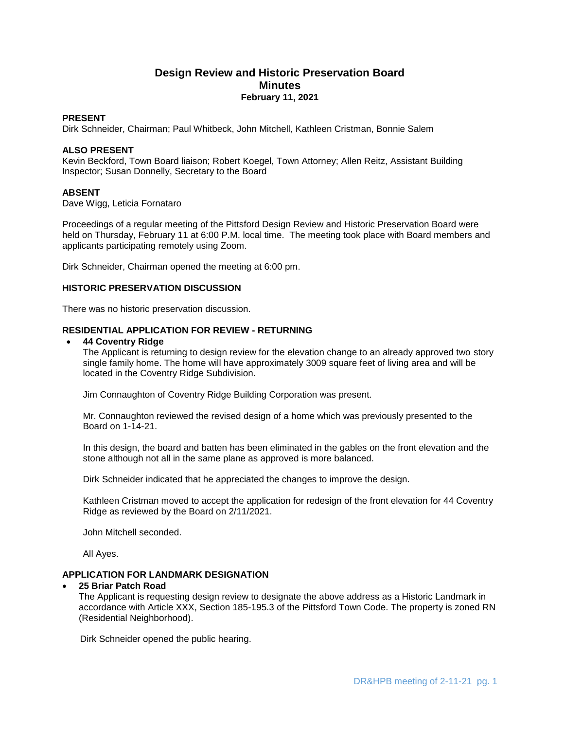# Design Review and Historic Preservation Board
## Minutes
### February 11, 2021

**PRESENT**
Dirk Schneider, Chairman; Paul Whitbeck, John Mitchell, Kathleen Cristman, Bonnie Salem

**ALSO PRESENT**
Kevin Beckford, Town Board liaison; Robert Koegel, Town Attorney; Allen Reitz, Assistant Building Inspector; Susan Donnelly, Secretary to the Board

**ABSENT**
Dave Wigg, Leticia Fornataro

Proceedings of a regular meeting of the Pittsford Design Review and Historic Preservation Board were held on Thursday, February 11 at 6:00 P.M. local time. The meeting took place with Board members and applicants participating remotely using Zoom.

Dirk Schneider, Chairman opened the meeting at 6:00 pm.

**HISTORIC PRESERVATION DISCUSSION**

There was no historic preservation discussion.

**RESIDENTIAL APPLICATION FOR REVIEW - RETURNING**

- **44 Coventry Ridge**
  The Applicant is returning to design review for the elevation change to an already approved two story single family home. The home will have approximately 3009 square feet of living area and will be located in the Coventry Ridge Subdivision.

  Jim Connaughton of Coventry Ridge Building Corporation was present.

  Mr. Connaughton reviewed the revised design of a home which was previously presented to the Board on 1-14-21.

  In this design, the board and batten has been eliminated in the gables on the front elevation and the stone although not all in the same plane as approved is more balanced.

  Dirk Schneider indicated that he appreciated the changes to improve the design.

  Kathleen Cristman moved to accept the application for redesign of the front elevation for 44 Coventry Ridge as reviewed by the Board on 2/11/2021.

  John Mitchell seconded.

  All Ayes.

**APPLICATION FOR LANDMARK DESIGNATION**

- **25 Briar Patch Road**
  The Applicant is requesting design review to designate the above address as a Historic Landmark in accordance with Article XXX, Section 185-195.3 of the Pittsford Town Code. The property is zoned RN (Residential Neighborhood).

  Dirk Schneider opened the public hearing.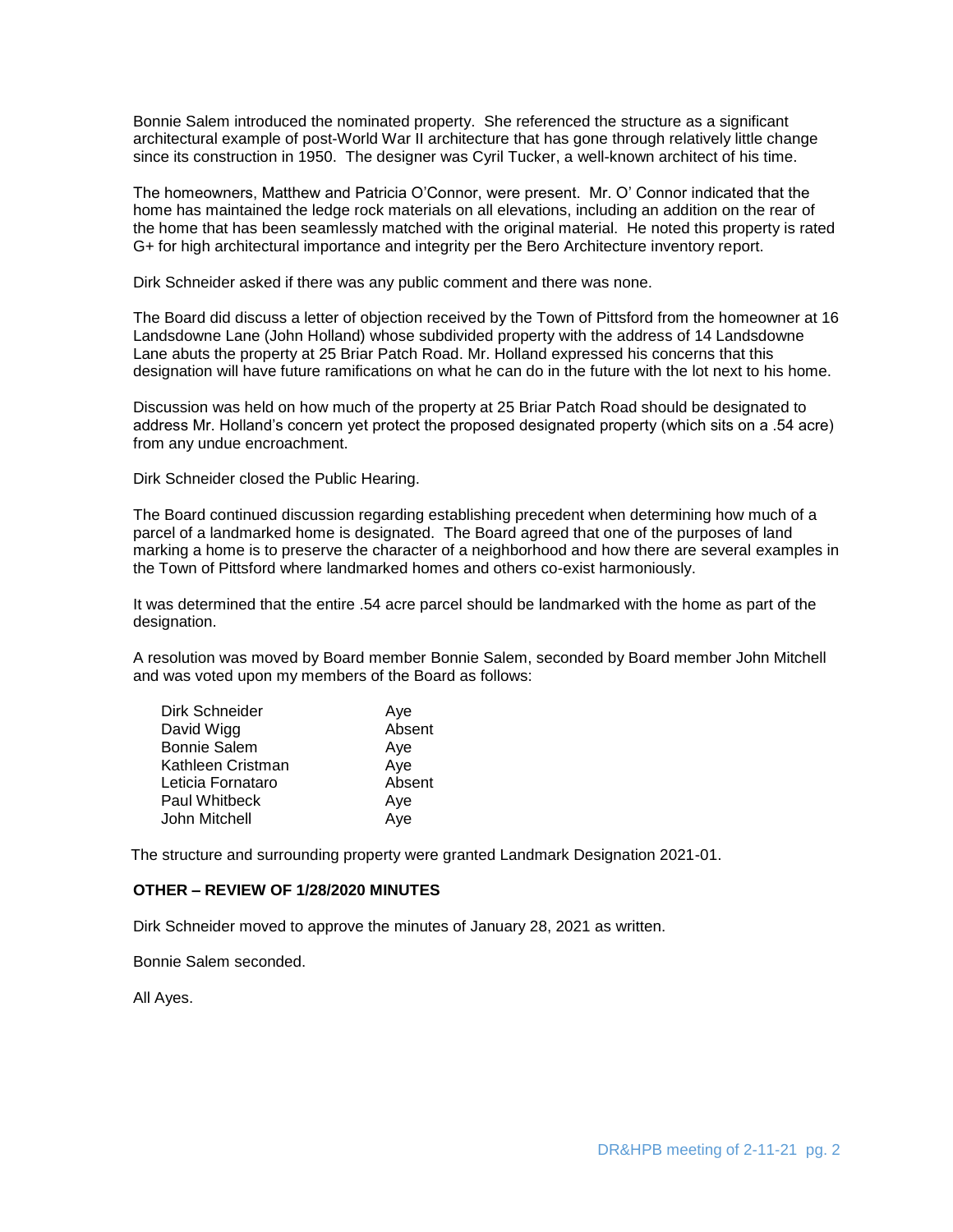Bonnie Salem introduced the nominated property. She referenced the structure as a significant architectural example of post-World War II architecture that has gone through relatively little change since its construction in 1950. The designer was Cyril Tucker, a well-known architect of his time.

The homeowners, Matthew and Patricia O'Connor, were present. Mr. O' Connor indicated that the home has maintained the ledge rock materials on all elevations, including an addition on the rear of the home that has been seamlessly matched with the original material. He noted this property is rated G+ for high architectural importance and integrity per the Bero Architecture inventory report.

Dirk Schneider asked if there was any public comment and there was none.

The Board did discuss a letter of objection received by the Town of Pittsford from the homeowner at 16 Landsdowne Lane (John Holland) whose subdivided property with the address of 14 Landsdowne Lane abuts the property at 25 Briar Patch Road. Mr. Holland expressed his concerns that this designation will have future ramifications on what he can do in the future with the lot next to his home.

Discussion was held on how much of the property at 25 Briar Patch Road should be designated to address Mr. Holland's concern yet protect the proposed designated property (which sits on a .54 acre) from any undue encroachment.

Dirk Schneider closed the Public Hearing.

The Board continued discussion regarding establishing precedent when determining how much of a parcel of a landmarked home is designated. The Board agreed that one of the purposes of land marking a home is to preserve the character of a neighborhood and how there are several examples in the Town of Pittsford where landmarked homes and others co-exist harmoniously.

It was determined that the entire .54 acre parcel should be landmarked with the home as part of the designation.

A resolution was moved by Board member Bonnie Salem, seconded by Board member John Mitchell and was voted upon my members of the Board as follows:

| | |
|---|---|
| Dirk Schneider | Aye |
| David Wigg | Absent |
| Bonnie Salem | Aye |
| Kathleen Cristman | Aye |
| Leticia Fornataro | Absent |
| Paul Whitbeck | Aye |
| John Mitchell | Aye |

The structure and surrounding property were granted Landmark Designation 2021-01.

**OTHER – REVIEW OF 1/28/2020 MINUTES**

Dirk Schneider moved to approve the minutes of January 28, 2021 as written.

Bonnie Salem seconded.

All Ayes.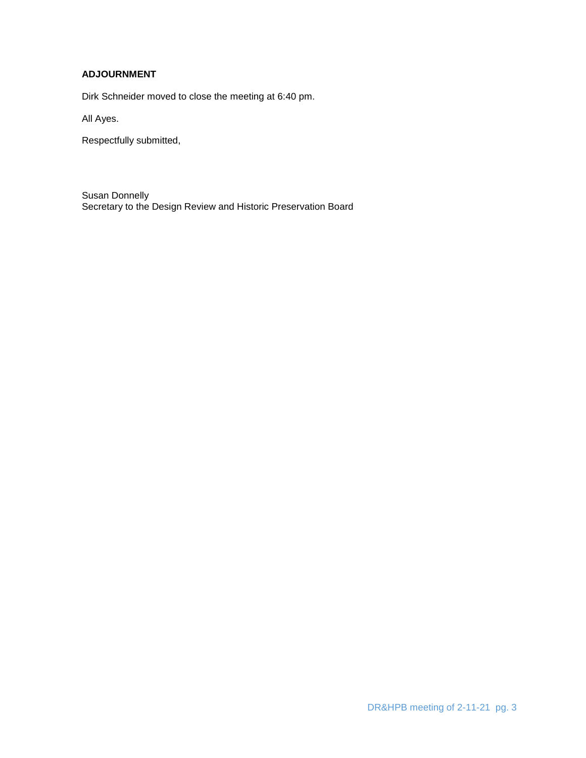**ADJOURNMENT**

Dirk Schneider moved to close the meeting at 6:40 pm.

All Ayes.

Respectfully submitted,

Susan Donnelly
Secretary to the Design Review and Historic Preservation Board